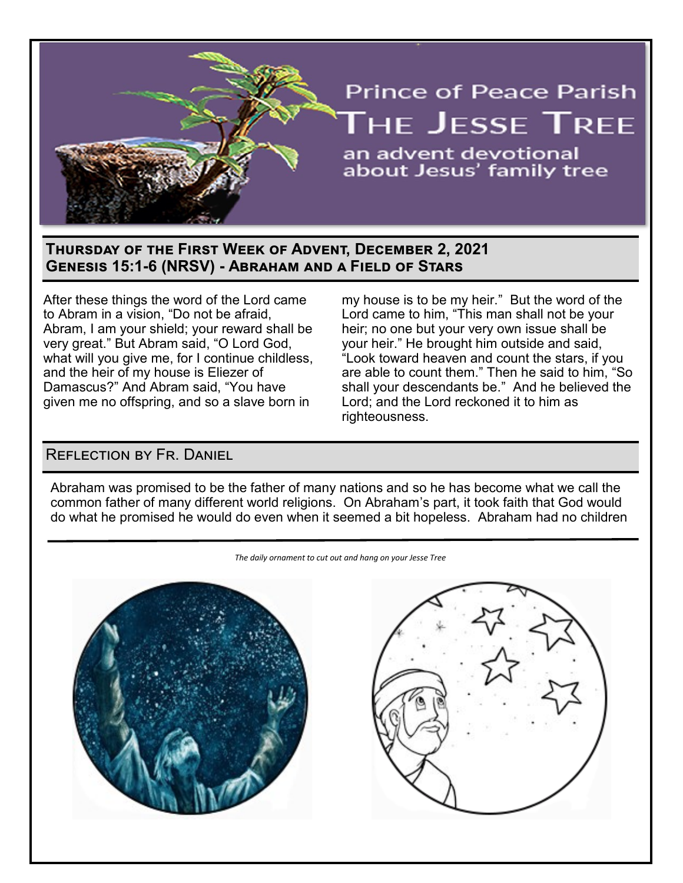# Prince of Peace Parish
# The Jesse Tree
### an advent devotional about Jesus' family tree

## Thursday of the First Week of Advent, December 2, 2021
## Genesis 15:1-6 (NRSV) - Abraham and a Field of Stars

After these things the word of the Lord came to Abram in a vision, "Do not be afraid, Abram, I am your shield; your reward shall be very great." But Abram said, "O Lord God, what will you give me, for I continue childless, and the heir of my house is Eliezer of Damascus?" And Abram said, "You have given me no offspring, and so a slave born in my house is to be my heir." But the word of the Lord came to him, "This man shall not be your heir; no one but your very own issue shall be your heir." He brought him outside and said, "Look toward heaven and count the stars, if you are able to count them." Then he said to him, "So shall your descendants be." And he believed the Lord; and the Lord reckoned it to him as righteousness.

## Reflection by Fr. Daniel

Abraham was promised to be the father of many nations and so he has become what we call the common father of many different world religions. On Abraham's part, it took faith that God would do what he promised he would do even when it seemed a bit hopeless. Abraham had no children

*The daily ornament to cut out and hang on your Jesse Tree*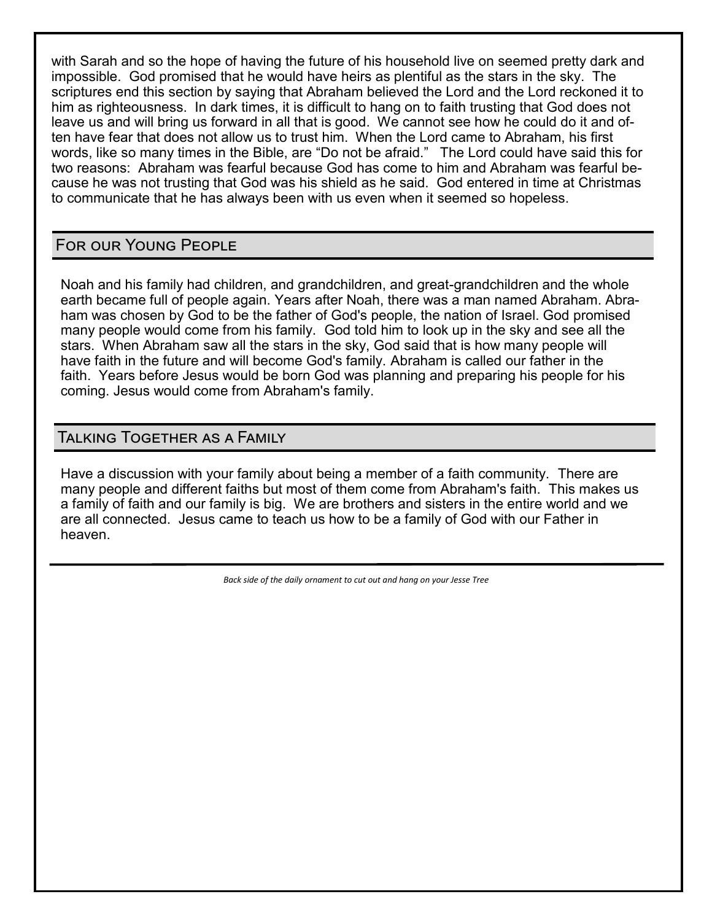with Sarah and so the hope of having the future of his household live on seemed pretty dark and impossible. God promised that he would have heirs as plentiful as the stars in the sky. The scriptures end this section by saying that Abraham believed the Lord and the Lord reckoned it to him as righteousness. In dark times, it is difficult to hang on to faith trusting that God does not leave us and will bring us forward in all that is good. We cannot see how he could do it and often have fear that does not allow us to trust him. When the Lord came to Abraham, his first words, like so many times in the Bible, are "Do not be afraid." The Lord could have said this for two reasons: Abraham was fearful because God has come to him and Abraham was fearful because he was not trusting that God was his shield as he said. God entered in time at Christmas to communicate that he has always been with us even when it seemed so hopeless.

## For our Young People

Noah and his family had children, and grandchildren, and great-grandchildren and the whole earth became full of people again. Years after Noah, there was a man named Abraham. Abraham was chosen by God to be the father of God's people, the nation of Israel. God promised many people would come from his family. God told him to look up in the sky and see all the stars. When Abraham saw all the stars in the sky, God said that is how many people will have faith in the future and will become God's family. Abraham is called our father in the faith. Years before Jesus would be born God was planning and preparing his people for his coming. Jesus would come from Abraham's family.

## Talking Together as a Family

Have a discussion with your family about being a member of a faith community. There are many people and different faiths but most of them come from Abraham's faith. This makes us a family of faith and our family is big. We are brothers and sisters in the entire world and we are all connected. Jesus came to teach us how to be a family of God with our Father in heaven.

*Back side of the daily ornament to cut out and hang on your Jesse Tree*